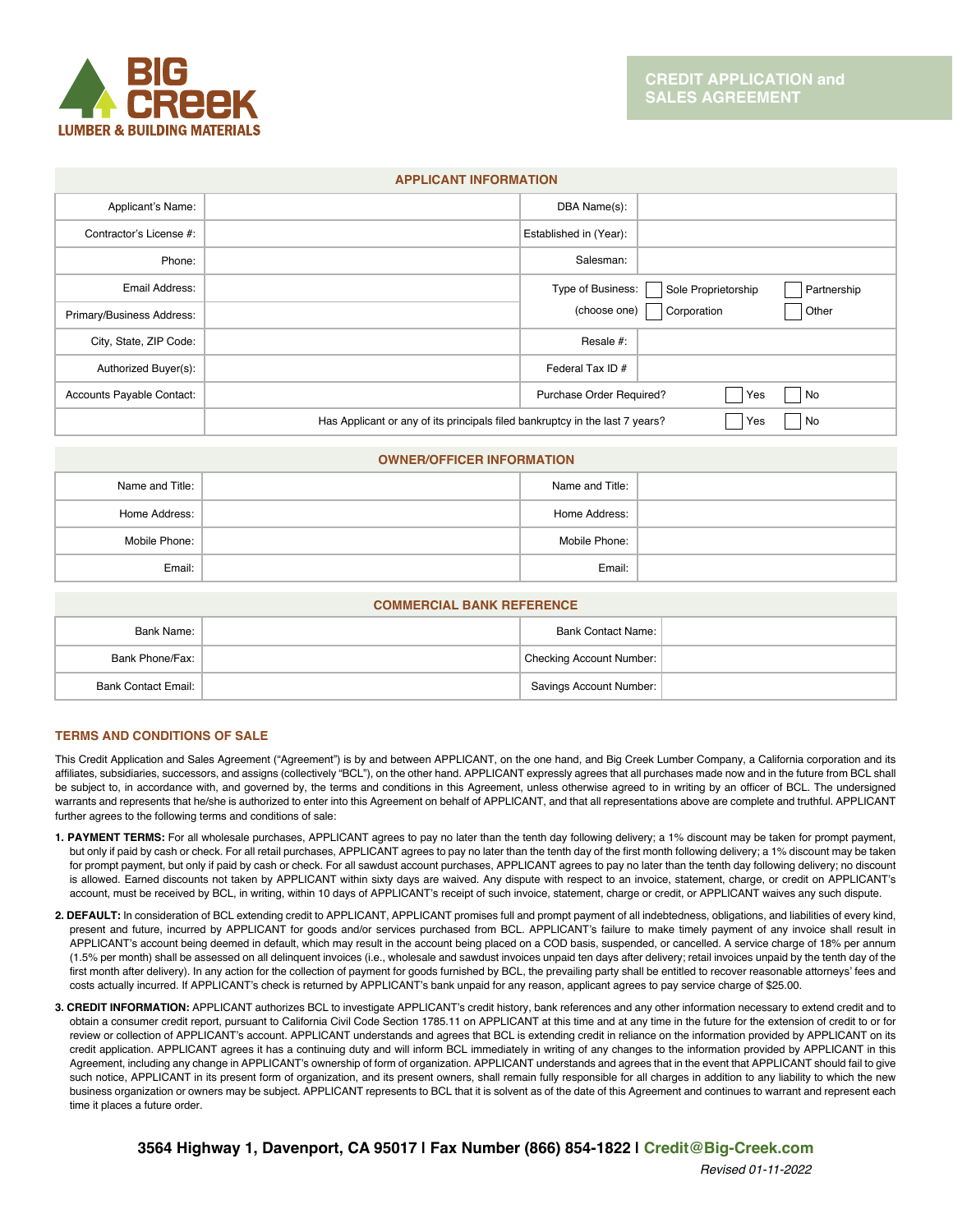BIG CREEK
LUMBER & BUILDING MATERIALS

# CREDIT APPLICATION and SALES AGREEMENT

## APPLICANT INFORMATION

| | | | |
|---|---|---|---|
| Applicant's Name: | | DBA Name(s): | |
| Contractor's License #: | | Established in (Year): | |
| Phone: | | Salesman: | |
| Email Address: | | Type of Business: (choose one) | ☐ Sole Proprietorship ☐ Partnership ☐ Corporation ☐ Other |
| Primary/Business Address: | | | |
| City, State, ZIP Code: | | Resale #: | |
| Authorized Buyer(s): | | Federal Tax ID # | |
| Accounts Payable Contact: | | Purchase Order Required? | ☐ Yes ☐ No |
| | Has Applicant or any of its principals filed bankruptcy in the last 7 years? | | ☐ Yes ☐ No |

## OWNER/OFFICER INFORMATION

| | | | |
|---|---|---|---|
| Name and Title: | | Name and Title: | |
| Home Address: | | Home Address: | |
| Mobile Phone: | | Mobile Phone: | |
| Email: | | Email: | |

## COMMERCIAL BANK REFERENCE

| | | | |
|---|---|---|---|
| Bank Name: | | Bank Contact Name: | |
| Bank Phone/Fax: | | Checking Account Number: | |
| Bank Contact Email: | | Savings Account Number: | |

## TERMS AND CONDITIONS OF SALE

This Credit Application and Sales Agreement ("Agreement") is by and between APPLICANT, on the one hand, and Big Creek Lumber Company, a California corporation and its affiliates, subsidiaries, successors, and assigns (collectively "BCL"), on the other hand. APPLICANT expressly agrees that all purchases made now and in the future from BCL shall be subject to, in accordance with, and governed by, the terms and conditions in this Agreement, unless otherwise agreed to in writing by an officer of BCL. The undersigned warrants and represents that he/she is authorized to enter into this Agreement on behalf of APPLICANT, and that all representations above are complete and truthful. APPLICANT further agrees to the following terms and conditions of sale:

1. **PAYMENT TERMS:** For all wholesale purchases, APPLICANT agrees to pay no later than the tenth day following delivery; a 1% discount may be taken for prompt payment, but only if paid by cash or check. For all retail purchases, APPLICANT agrees to pay no later than the tenth day of the first month following delivery; a 1% discount may be taken for prompt payment, but only if paid by cash or check. For all sawdust account purchases, APPLICANT agrees to pay no later than the tenth day following delivery; no discount is allowed. Earned discounts not taken by APPLICANT within sixty days are waived. Any dispute with respect to an invoice, statement, charge, or credit on APPLICANT's account, must be received by BCL, in writing, within 10 days of APPLICANT's receipt of such invoice, statement, charge or credit, or APPLICANT waives any such dispute.

2. **DEFAULT:** In consideration of BCL extending credit to APPLICANT, APPLICANT promises full and prompt payment of all indebtedness, obligations, and liabilities of every kind, present and future, incurred by APPLICANT for goods and/or services purchased from BCL. APPLICANT's failure to make timely payment of any invoice shall result in APPLICANT's account being deemed in default, which may result in the account being placed on a COD basis, suspended, or cancelled. A service charge of 18% per annum (1.5% per month) shall be assessed on all delinquent invoices (i.e., wholesale and sawdust invoices unpaid ten days after delivery; retail invoices unpaid by the tenth day of the first month after delivery). In any action for the collection of payment for goods furnished by BCL, the prevailing party shall be entitled to recover reasonable attorneys' fees and costs actually incurred. If APPLICANT's check is returned by APPLICANT's bank unpaid for any reason, applicant agrees to pay service charge of $25.00.

3. **CREDIT INFORMATION:** APPLICANT authorizes BCL to investigate APPLICANT's credit history, bank references and any other information necessary to extend credit and to obtain a consumer credit report, pursuant to California Civil Code Section 1785.11 on APPLICANT at this time and at any time in the future for the extension of credit to or for review or collection of APPLICANT's account. APPLICANT understands and agrees that BCL is extending credit in reliance on the information provided by APPLICANT on its credit application. APPLICANT agrees it has a continuing duty and will inform BCL immediately in writing of any changes to the information provided by APPLICANT in this Agreement, including any change in APPLICANT's ownership of form of organization. APPLICANT understands and agrees that in the event that APPLICANT should fail to give such notice, APPLICANT in its present form of organization, and its present owners, shall remain fully responsible for all charges in addition to any liability to which the new business organization or owners may be subject. APPLICANT represents to BCL that it is solvent as of the date of this Agreement and continues to warrant and represent each time it places a future order.

**3564 Highway 1, Davenport, CA 95017 | Fax Number (866) 854-1822 | Credit@Big-Creek.com**

*Revised 01-11-2022*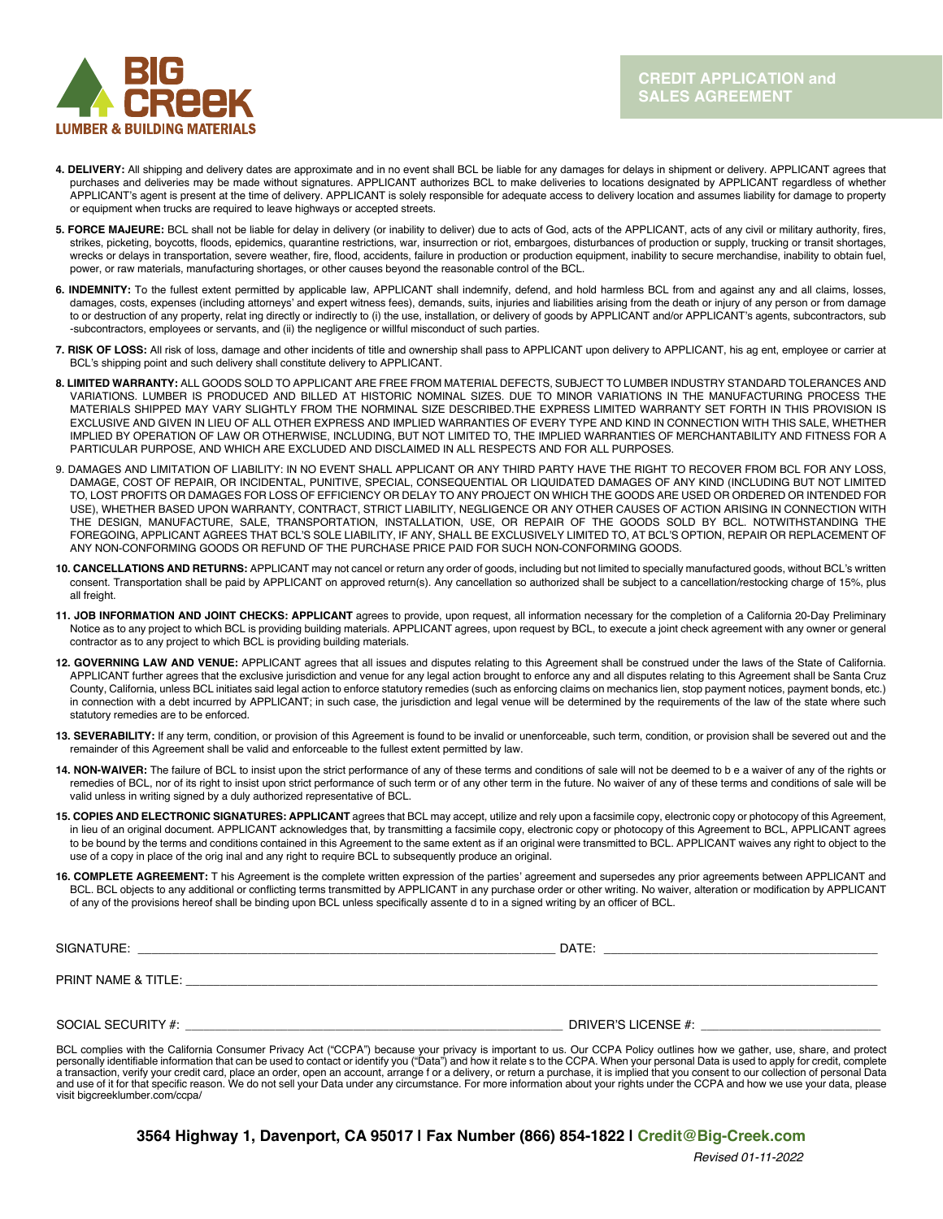**BIG CREEK**
**LUMBER & BUILDING MATERIALS**

**CREDIT APPLICATION and SALES AGREEMENT**

**4. DELIVERY:** All shipping and delivery dates are approximate and in no event shall BCL be liable for any damages for delays in shipment or delivery. APPLICANT agrees that purchases and deliveries may be made without signatures. APPLICANT authorizes BCL to make deliveries to locations designated by APPLICANT regardless of whether APPLICANT's agent is present at the time of delivery. APPLICANT is solely responsible for adequate access to delivery location and assumes liability for damage to property or equipment when trucks are required to leave highways or accepted streets.

**5. FORCE MAJEURE:** BCL shall not be liable for delay in delivery (or inability to deliver) due to acts of God, acts of the APPLICANT, acts of any civil or military authority, fires, strikes, picketing, boycotts, floods, epidemics, quarantine restrictions, war, insurrection or riot, embargoes, disturbances of production or supply, trucking or transit shortages, wrecks or delays in transportation, severe weather, fire, flood, accidents, failure in production or production equipment, inability to secure merchandise, inability to obtain fuel, power, or raw materials, manufacturing shortages, or other causes beyond the reasonable control of the BCL.

**6. INDEMNITY:** To the fullest extent permitted by applicable law, APPLICANT shall indemnify, defend, and hold harmless BCL from and against any and all claims, losses, damages, costs, expenses (including attorneys' and expert witness fees), demands, suits, injuries and liabilities arising from the death or injury of any person or from damage to or destruction of any property, relat ing directly or indirectly to (i) the use, installation, or delivery of goods by APPLICANT and/or APPLICANT's agents, subcontractors, sub -subcontractors, employees or servants, and (ii) the negligence or willful misconduct of such parties.

**7. RISK OF LOSS:** All risk of loss, damage and other incidents of title and ownership shall pass to APPLICANT upon delivery to APPLICANT, his ag ent, employee or carrier at BCL's shipping point and such delivery shall constitute delivery to APPLICANT.

**8. LIMITED WARRANTY:** ALL GOODS SOLD TO APPLICANT ARE FREE FROM MATERIAL DEFECTS, SUBJECT TO LUMBER INDUSTRY STANDARD TOLERANCES AND VARIATIONS. LUMBER IS PRODUCED AND BILLED AT HISTORIC NOMINAL SIZES. DUE TO MINOR VARIATIONS IN THE MANUFACTURING PROCESS THE MATERIALS SHIPPED MAY VARY SLIGHTLY FROM THE NORMINAL SIZE DESCRIBED.THE EXPRESS LIMITED WARRANTY SET FORTH IN THIS PROVISION IS EXCLUSIVE AND GIVEN IN LIEU OF ALL OTHER EXPRESS AND IMPLIED WARRANTIES OF EVERY TYPE AND KIND IN CONNECTION WITH THIS SALE, WHETHER IMPLIED BY OPERATION OF LAW OR OTHERWISE, INCLUDING, BUT NOT LIMITED TO, THE IMPLIED WARRANTIES OF MERCHANTABILITY AND FITNESS FOR A PARTICULAR PURPOSE, AND WHICH ARE EXCLUDED AND DISCLAIMED IN ALL RESPECTS AND FOR ALL PURPOSES.

9. DAMAGES AND LIMITATION OF LIABILITY: IN NO EVENT SHALL APPLICANT OR ANY THIRD PARTY HAVE THE RIGHT TO RECOVER FROM BCL FOR ANY LOSS, DAMAGE, COST OF REPAIR, OR INCIDENTAL, PUNITIVE, SPECIAL, CONSEQUENTIAL OR LIQUIDATED DAMAGES OF ANY KIND (INCLUDING BUT NOT LIMITED TO, LOST PROFITS OR DAMAGES FOR LOSS OF EFFICIENCY OR DELAY TO ANY PROJECT ON WHICH THE GOODS ARE USED OR ORDERED OR INTENDED FOR USE), WHETHER BASED UPON WARRANTY, CONTRACT, STRICT LIABILITY, NEGLIGENCE OR ANY OTHER CAUSES OF ACTION ARISING IN CONNECTION WITH THE DESIGN, MANUFACTURE, SALE, TRANSPORTATION, INSTALLATION, USE, OR REPAIR OF THE GOODS SOLD BY BCL. NOTWITHSTANDING THE FOREGOING, APPLICANT AGREES THAT BCL'S SOLE LIABILITY, IF ANY, SHALL BE EXCLUSIVELY LIMITED TO, AT BCL'S OPTION, REPAIR OR REPLACEMENT OF ANY NON-CONFORMING GOODS OR REFUND OF THE PURCHASE PRICE PAID FOR SUCH NON-CONFORMING GOODS.

**10. CANCELLATIONS AND RETURNS:** APPLICANT may not cancel or return any order of goods, including but not limited to specially manufactured goods, without BCL's written consent. Transportation shall be paid by APPLICANT on approved return(s). Any cancellation so authorized shall be subject to a cancellation/restocking charge of 15%, plus all freight.

**11. JOB INFORMATION AND JOINT CHECKS: APPLICANT** agrees to provide, upon request, all information necessary for the completion of a California 20-Day Preliminary Notice as to any project to which BCL is providing building materials. APPLICANT agrees, upon request by BCL, to execute a joint check agreement with any owner or general contractor as to any project to which BCL is providing building materials.

**12. GOVERNING LAW AND VENUE:** APPLICANT agrees that all issues and disputes relating to this Agreement shall be construed under the laws of the State of California. APPLICANT further agrees that the exclusive jurisdiction and venue for any legal action brought to enforce any and all disputes relating to this Agreement shall be Santa Cruz County, California, unless BCL initiates said legal action to enforce statutory remedies (such as enforcing claims on mechanics lien, stop payment notices, payment bonds, etc.) in connection with a debt incurred by APPLICANT; in such case, the jurisdiction and legal venue will be determined by the requirements of the law of the state where such statutory remedies are to be enforced.

**13. SEVERABILITY:** If any term, condition, or provision of this Agreement is found to be invalid or unenforceable, such term, condition, or provision shall be severed out and the remainder of this Agreement shall be valid and enforceable to the fullest extent permitted by law.

**14. NON-WAIVER:** The failure of BCL to insist upon the strict performance of any of these terms and conditions of sale will not be deemed to b e a waiver of any of the rights or remedies of BCL, nor of its right to insist upon strict performance of such term or of any other term in the future. No waiver of any of these terms and conditions of sale will be valid unless in writing signed by a duly authorized representative of BCL.

**15. COPIES AND ELECTRONIC SIGNATURES: APPLICANT** agrees that BCL may accept, utilize and rely upon a facsimile copy, electronic copy or photocopy of this Agreement, in lieu of an original document. APPLICANT acknowledges that, by transmitting a facsimile copy, electronic copy or photocopy of this Agreement to BCL, APPLICANT agrees to be bound by the terms and conditions contained in this Agreement to the same extent as if an original were transmitted to BCL. APPLICANT waives any right to object to the use of a copy in place of the orig inal and any right to require BCL to subsequently produce an original.

**16. COMPLETE AGREEMENT:** T his Agreement is the complete written expression of the parties' agreement and supersedes any prior agreements between APPLICANT and BCL. BCL objects to any additional or conflicting terms transmitted by APPLICANT in any purchase order or other writing. No waiver, alteration or modification by APPLICANT of any of the provisions hereof shall be binding upon BCL unless specifically assente d to in a signed writing by an officer of BCL.

SIGNATURE: ______________________________ DATE: ______________________________

PRINT NAME & TITLE: ______________________________________________________________

SOCIAL SECURITY #: ______________________________ DRIVER'S LICENSE #: ______________________________

BCL complies with the California Consumer Privacy Act ("CCPA") because your privacy is important to us. Our CCPA Policy outlines how we gather, use, share, and protect personally identifiable information that can be used to contact or identify you ("Data") and how it relate s to the CCPA. When your personal Data is used to apply for credit, complete a transaction, verify your credit card, place an order, open an account, arrange f or a delivery, or return a purchase, it is implied that you consent to our collection of personal Data and use of it for that specific reason. We do not sell your Data under any circumstance. For more information about your rights under the CCPA and how we use your data, please visit bigcreeklumber.com/ccpa/

**3564 Highway 1, Davenport, CA 95017 | Fax Number (866) 854-1822 | Credit@Big-Creek.com**

*Revised 01-11-2022*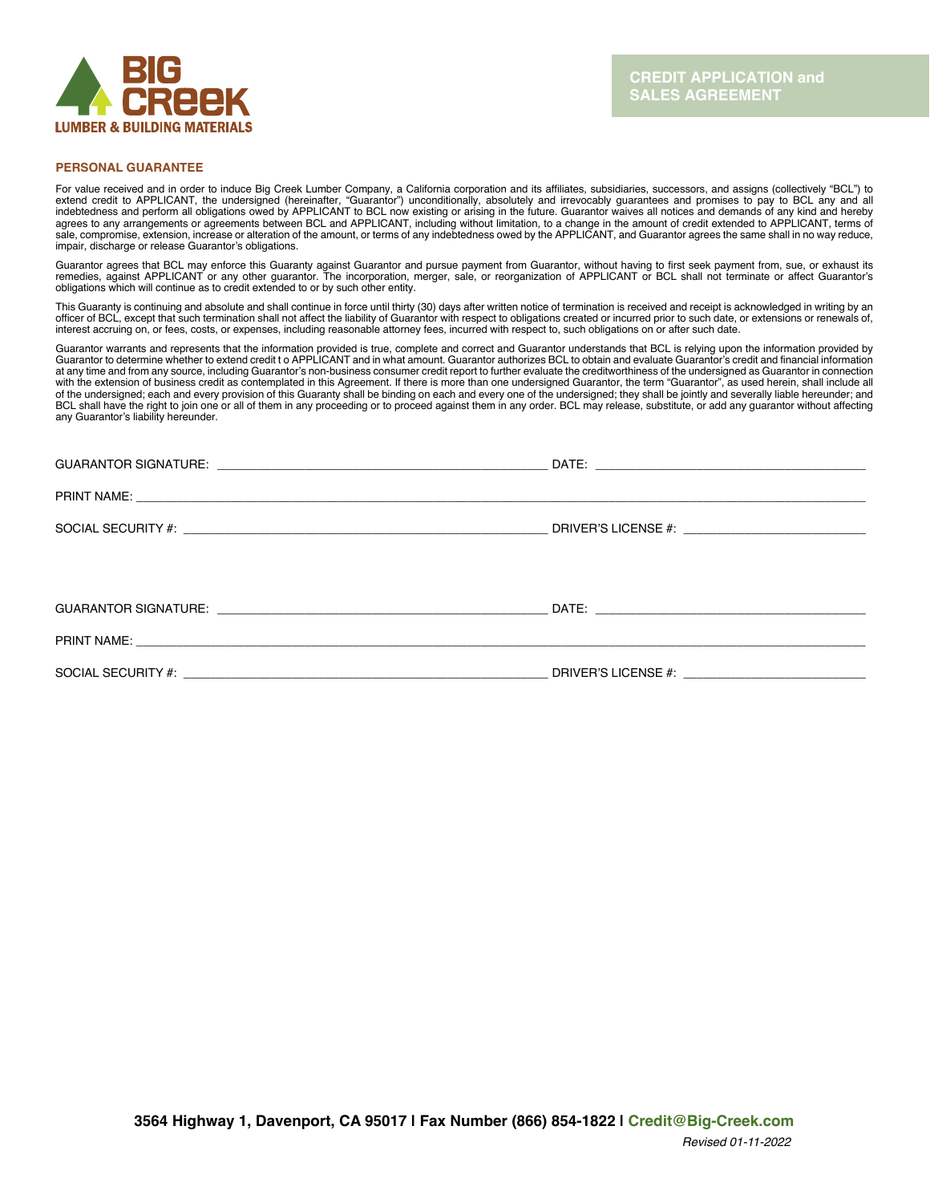BIG CREEK
LUMBER & BUILDING MATERIALS

**CREDIT APPLICATION and SALES AGREEMENT**

## PERSONAL GUARANTEE

For value received and in order to induce Big Creek Lumber Company, a California corporation and its affiliates, subsidiaries, successors, and assigns (collectively "BCL") to extend credit to APPLICANT, the undersigned (hereinafter, "Guarantor") unconditionally, absolutely and irrevocably guarantees and promises to pay to BCL any and all indebtedness and perform all obligations owed by APPLICANT to BCL now existing or arising in the future. Guarantor waives all notices and demands of any kind and hereby agrees to any arrangements or agreements between BCL and APPLICANT, including without limitation, to a change in the amount of credit extended to APPLICANT, terms of sale, compromise, extension, increase or alteration of the amount, or terms of any indebtedness owed by the APPLICANT, and Guarantor agrees the same shall in no way reduce, impair, discharge or release Guarantor's obligations.

Guarantor agrees that BCL may enforce this Guaranty against Guarantor and pursue payment from Guarantor, without having to first seek payment from, sue, or exhaust its remedies, against APPLICANT or any other guarantor. The incorporation, merger, sale, or reorganization of APPLICANT or BCL shall not terminate or affect Guarantor's obligations which will continue as to credit extended to or by such other entity.

This Guaranty is continuing and absolute and shall continue in force until thirty (30) days after written notice of termination is received and receipt is acknowledged in writing by an officer of BCL, except that such termination shall not affect the liability of Guarantor with respect to obligations created or incurred prior to such date, or extensions or renewals of, interest accruing on, or fees, costs, or expenses, including reasonable attorney fees, incurred with respect to, such obligations on or after such date.

Guarantor warrants and represents that the information provided is true, complete and correct and Guarantor understands that BCL is relying upon the information provided by Guarantor to determine whether to extend credit t o APPLICANT and in what amount. Guarantor authorizes BCL to obtain and evaluate Guarantor's credit and financial information at any time and from any source, including Guarantor's non-business consumer credit report to further evaluate the creditworthiness of the undersigned as Guarantor in connection with the extension of business credit as contemplated in this Agreement. If there is more than one undersigned Guarantor, the term "Guarantor", as used herein, shall include all of the undersigned; each and every provision of this Guaranty shall be binding on each and every one of the undersigned; they shall be jointly and severally liable hereunder; and BCL shall have the right to join one or all of them in any proceeding or to proceed against them in any order. BCL may release, substitute, or add any guarantor without affecting any Guarantor's liability hereunder.

GUARANTOR SIGNATURE: ______________________________ DATE: ______________________

PRINT NAME: ______________________________________________________________

SOCIAL SECURITY #: ______________________________ DRIVER'S LICENSE #: ________________

GUARANTOR SIGNATURE: ______________________________ DATE: ______________________

PRINT NAME: ______________________________________________________________

SOCIAL SECURITY #: ______________________________ DRIVER'S LICENSE #: ________________

**3564 Highway 1, Davenport, CA 95017 | Fax Number (866) 854-1822 | Credit@Big-Creek.com**

*Revised 01-11-2022*